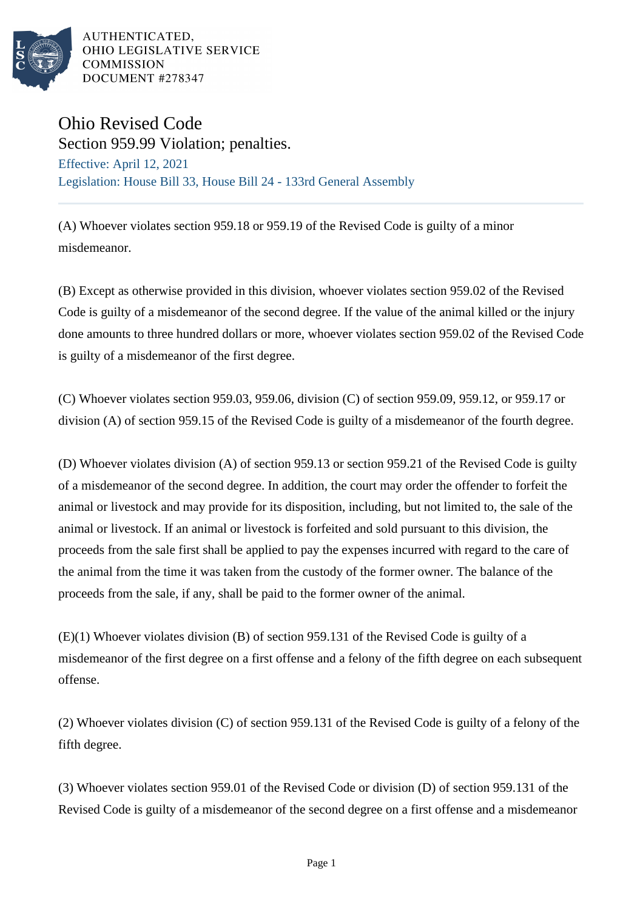AUTHENTICATED,
OHIO LEGISLATIVE SERVICE
COMMISSION
DOCUMENT #278347

# Ohio Revised Code

## Section 959.99 Violation; penalties.

Effective: April 12, 2021

Legislation: House Bill 33, House Bill 24 - 133rd General Assembly

---

(A) Whoever violates section 959.18 or 959.19 of the Revised Code is guilty of a minor misdemeanor.

(B) Except as otherwise provided in this division, whoever violates section 959.02 of the Revised Code is guilty of a misdemeanor of the second degree. If the value of the animal killed or the injury done amounts to three hundred dollars or more, whoever violates section 959.02 of the Revised Code is guilty of a misdemeanor of the first degree.

(C) Whoever violates section 959.03, 959.06, division (C) of section 959.09, 959.12, or 959.17 or division (A) of section 959.15 of the Revised Code is guilty of a misdemeanor of the fourth degree.

(D) Whoever violates division (A) of section 959.13 or section 959.21 of the Revised Code is guilty of a misdemeanor of the second degree. In addition, the court may order the offender to forfeit the animal or livestock and may provide for its disposition, including, but not limited to, the sale of the animal or livestock. If an animal or livestock is forfeited and sold pursuant to this division, the proceeds from the sale first shall be applied to pay the expenses incurred with regard to the care of the animal from the time it was taken from the custody of the former owner. The balance of the proceeds from the sale, if any, shall be paid to the former owner of the animal.

(E)(1) Whoever violates division (B) of section 959.131 of the Revised Code is guilty of a misdemeanor of the first degree on a first offense and a felony of the fifth degree on each subsequent offense.

(2) Whoever violates division (C) of section 959.131 of the Revised Code is guilty of a felony of the fifth degree.

(3) Whoever violates section 959.01 of the Revised Code or division (D) of section 959.131 of the Revised Code is guilty of a misdemeanor of the second degree on a first offense and a misdemeanor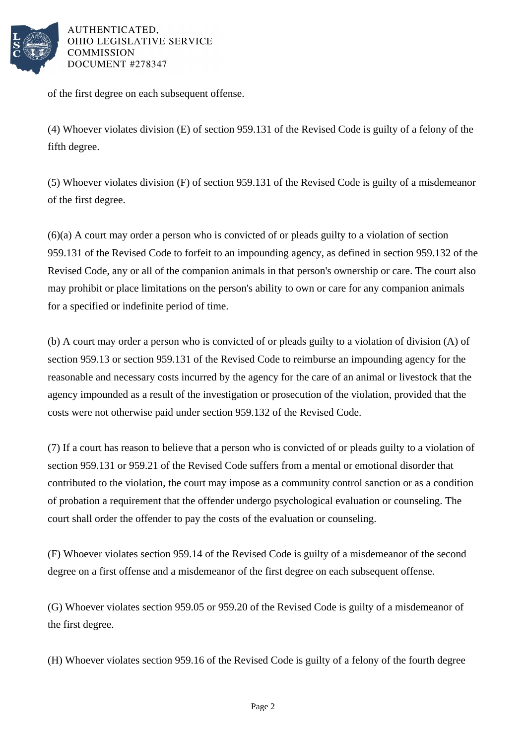of the first degree on each subsequent offense.

(4) Whoever violates division (E) of section 959.131 of the Revised Code is guilty of a felony of the fifth degree.

(5) Whoever violates division (F) of section 959.131 of the Revised Code is guilty of a misdemeanor of the first degree.

(6)(a) A court may order a person who is convicted of or pleads guilty to a violation of section 959.131 of the Revised Code to forfeit to an impounding agency, as defined in section 959.132 of the Revised Code, any or all of the companion animals in that person's ownership or care. The court also may prohibit or place limitations on the person's ability to own or care for any companion animals for a specified or indefinite period of time.

(b) A court may order a person who is convicted of or pleads guilty to a violation of division (A) of section 959.13 or section 959.131 of the Revised Code to reimburse an impounding agency for the reasonable and necessary costs incurred by the agency for the care of an animal or livestock that the agency impounded as a result of the investigation or prosecution of the violation, provided that the costs were not otherwise paid under section 959.132 of the Revised Code.

(7) If a court has reason to believe that a person who is convicted of or pleads guilty to a violation of section 959.131 or 959.21 of the Revised Code suffers from a mental or emotional disorder that contributed to the violation, the court may impose as a community control sanction or as a condition of probation a requirement that the offender undergo psychological evaluation or counseling. The court shall order the offender to pay the costs of the evaluation or counseling.

(F) Whoever violates section 959.14 of the Revised Code is guilty of a misdemeanor of the second degree on a first offense and a misdemeanor of the first degree on each subsequent offense.

(G) Whoever violates section 959.05 or 959.20 of the Revised Code is guilty of a misdemeanor of the first degree.

(H) Whoever violates section 959.16 of the Revised Code is guilty of a felony of the fourth degree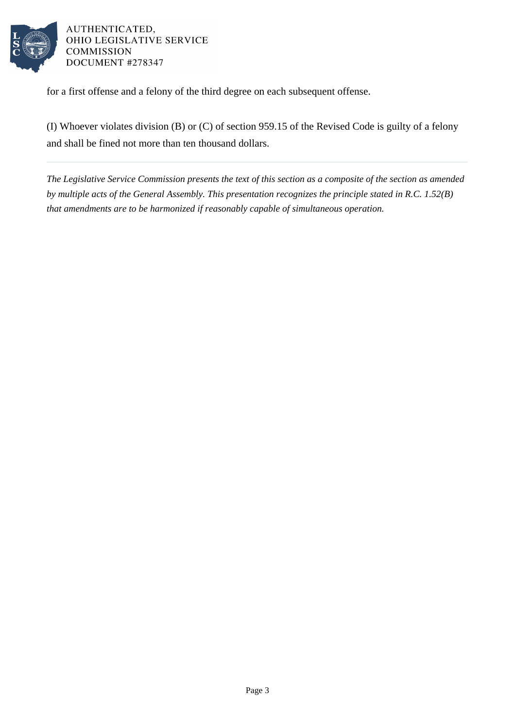for a first offense and a felony of the third degree on each subsequent offense.

(I) Whoever violates division (B) or (C) of section 959.15 of the Revised Code is guilty of a felony and shall be fined not more than ten thousand dollars.

---

*The Legislative Service Commission presents the text of this section as a composite of the section as amended by multiple acts of the General Assembly. This presentation recognizes the principle stated in R.C. 1.52(B) that amendments are to be harmonized if reasonably capable of simultaneous operation.*